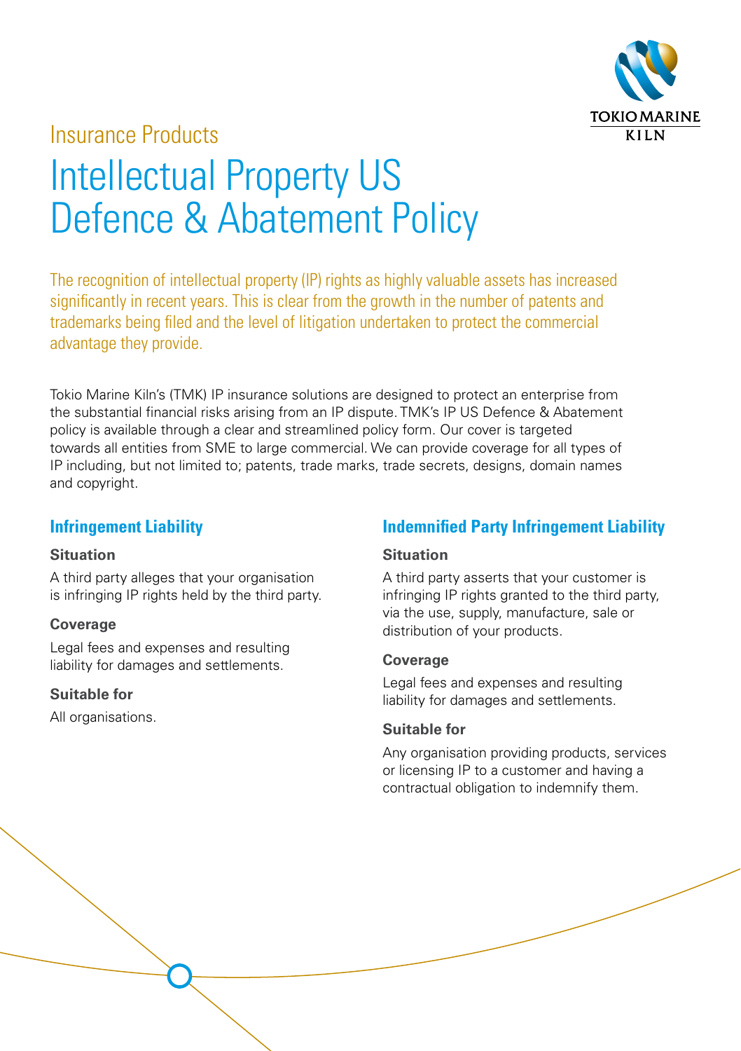Insurance Products

# Intellectual Property US Defence & Abatement Policy

The recognition of intellectual property (IP) rights as highly valuable assets has increased significantly in recent years. This is clear from the growth in the number of patents and trademarks being filed and the level of litigation undertaken to protect the commercial advantage they provide.

Tokio Marine Kiln's (TMK) IP insurance solutions are designed to protect an enterprise from the substantial financial risks arising from an IP dispute. TMK's IP US Defence & Abatement policy is available through a clear and streamlined policy form. Our cover is targeted towards all entities from SME to large commercial. We can provide coverage for all types of IP including, but not limited to; patents, trade marks, trade secrets, designs, domain names and copyright.

## Infringement Liability

### Situation

A third party alleges that your organisation is infringing IP rights held by the third party.

### Coverage

Legal fees and expenses and resulting liability for damages and settlements.

### Suitable for

All organisations.

## Indemnified Party Infringement Liability

### Situation

A third party asserts that your customer is infringing IP rights granted to the third party, via the use, supply, manufacture, sale or distribution of your products.

### Coverage

Legal fees and expenses and resulting liability for damages and settlements.

### Suitable for

Any organisation providing products, services or licensing IP to a customer and having a contractual obligation to indemnify them.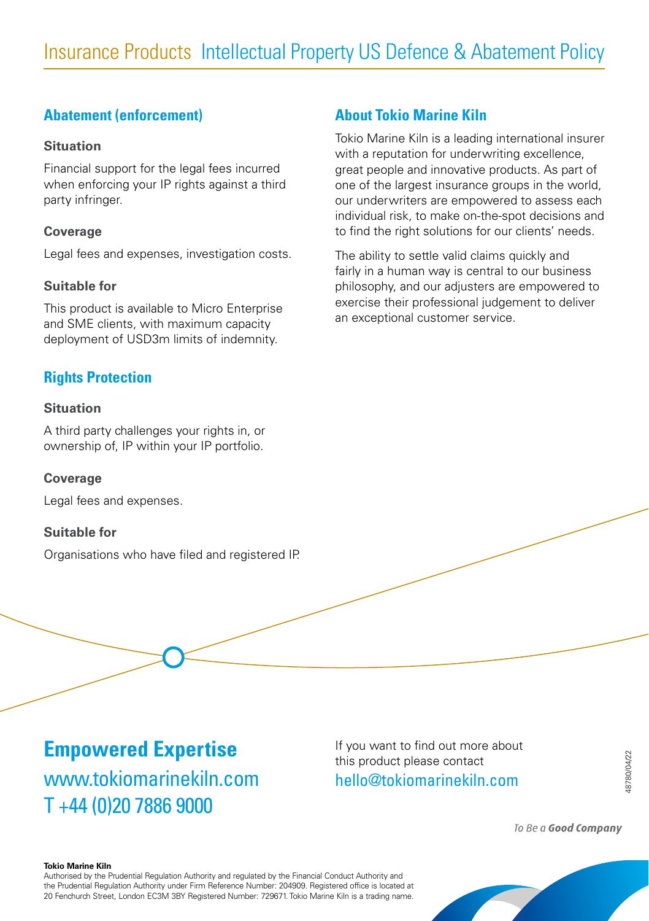## Abatement (enforcement)

### Situation

Financial support for the legal fees incurred when enforcing your IP rights against a third party infringer.

### Coverage

Legal fees and expenses, investigation costs.

### Suitable for

This product is available to Micro Enterprise and SME clients, with maximum capacity deployment of USD3m limits of indemnity.

## Rights Protection

### Situation

A third party challenges your rights in, or ownership of, IP within your IP portfolio.

### Coverage

Legal fees and expenses.

### Suitable for

Organisations who have filed and registered IP.

## About Tokio Marine Kiln

Tokio Marine Kiln is a leading international insurer with a reputation for underwriting excellence, great people and innovative products. As part of one of the largest insurance groups in the world, our underwriters are empowered to assess each individual risk, to make on-the-spot decisions and to find the right solutions for our clients' needs.

The ability to settle valid claims quickly and fairly in a human way is central to our business philosophy, and our adjusters are empowered to exercise their professional judgement to deliver an exceptional customer service.

## Empowered Expertise

www.tokiomarinekiln.com
T +44 (0)20 7886 9000

If you want to find out more about this product please contact
hello@tokiomarinekiln.com

48780/04/22

*To Be a* ***Good Company***

**Tokio Marine Kiln**
Authorised by the Prudential Regulation Authority and regulated by the Financial Conduct Authority and the Prudential Regulation Authority under Firm Reference Number: 204909. Registered office is located at 20 Fenchurch Street, London EC3M 3BY Registered Number: 729671. Tokio Marine Kiln is a trading name.